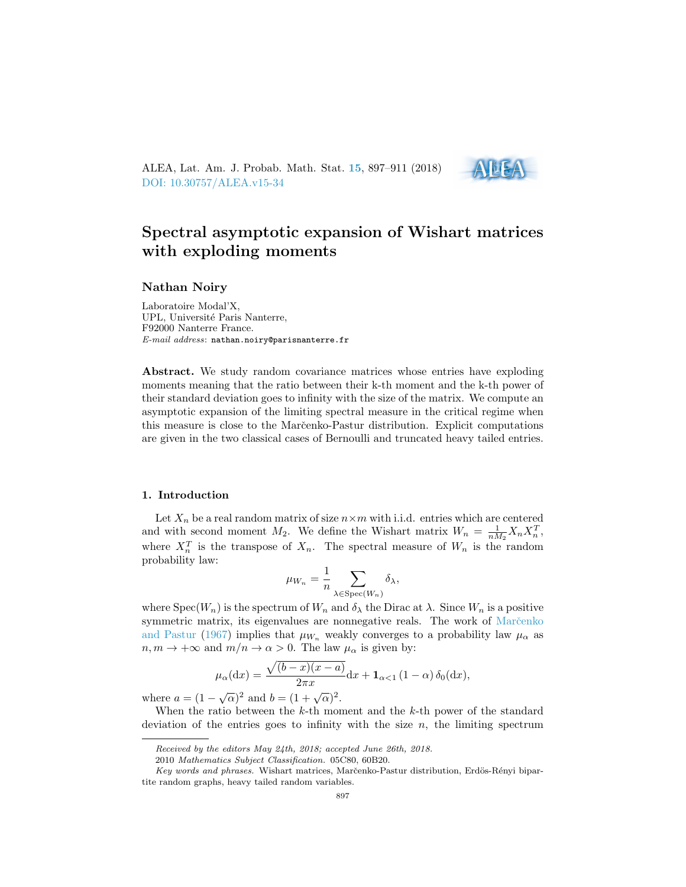# Spectral asymptotic expansion of Wishart matrices with exploding moments

**Nathan Noiry**

Laboratoire Modal'X,
UPL, Université Paris Nanterre,
F92000 Nanterre France.
*E-mail address*: nathan.noiry@parisnanterre.fr

**Abstract.** We study random covariance matrices whose entries have exploding moments meaning that the ratio between their k-th moment and the k-th power of their standard deviation goes to infinity with the size of the matrix. We compute an asymptotic expansion of the limiting spectral measure in the critical regime when this measure is close to the Marčenko-Pastur distribution. Explicit computations are given in the two classical cases of Bernoulli and truncated heavy tailed entries.

## 1. Introduction

Let $X_n$ be a real random matrix of size $n \times m$ with i.i.d. entries which are centered and with second moment $M_2$. We define the Wishart matrix $W_n = \frac{1}{nM_2} X_n X_n^T$, where $X_n^T$ is the transpose of $X_n$. The spectral measure of $W_n$ is the random probability law:

$$\mu_{W_n} = \frac{1}{n} \sum_{\lambda \in \mathrm{Spec}(W_n)} \delta_\lambda,$$

where $\mathrm{Spec}(W_n)$ is the spectrum of $W_n$ and $\delta_\lambda$ the Dirac at $\lambda$. Since $W_n$ is a positive symmetric matrix, its eigenvalues are nonnegative reals. The work of Marčenko and Pastur (1967) implies that $\mu_{W_n}$ weakly converges to a probability law $\mu_\alpha$ as $n, m \to +\infty$ and $m/n \to \alpha > 0$. The law $\mu_\alpha$ is given by:

$$\mu_\alpha(\mathrm{d}x) = \frac{\sqrt{(b-x)(x-a)}}{2\pi x} \mathrm{d}x + \mathbf{1}_{\alpha<1} (1-\alpha)\, \delta_0(\mathrm{d}x),$$

where $a = (1-\sqrt{\alpha})^2$ and $b = (1+\sqrt{\alpha})^2$.

When the ratio between the $k$-th moment and the $k$-th power of the standard deviation of the entries goes to infinity with the size $n$, the limiting spectrum

---

*Received by the editors May 24th, 2018; accepted June 26th, 2018.*

2010 *Mathematics Subject Classification.* 05C80, 60B20.

*Key words and phrases.* Wishart matrices, Marčenko-Pastur distribution, Erdös-Rényi bipartite random graphs, heavy tailed random variables.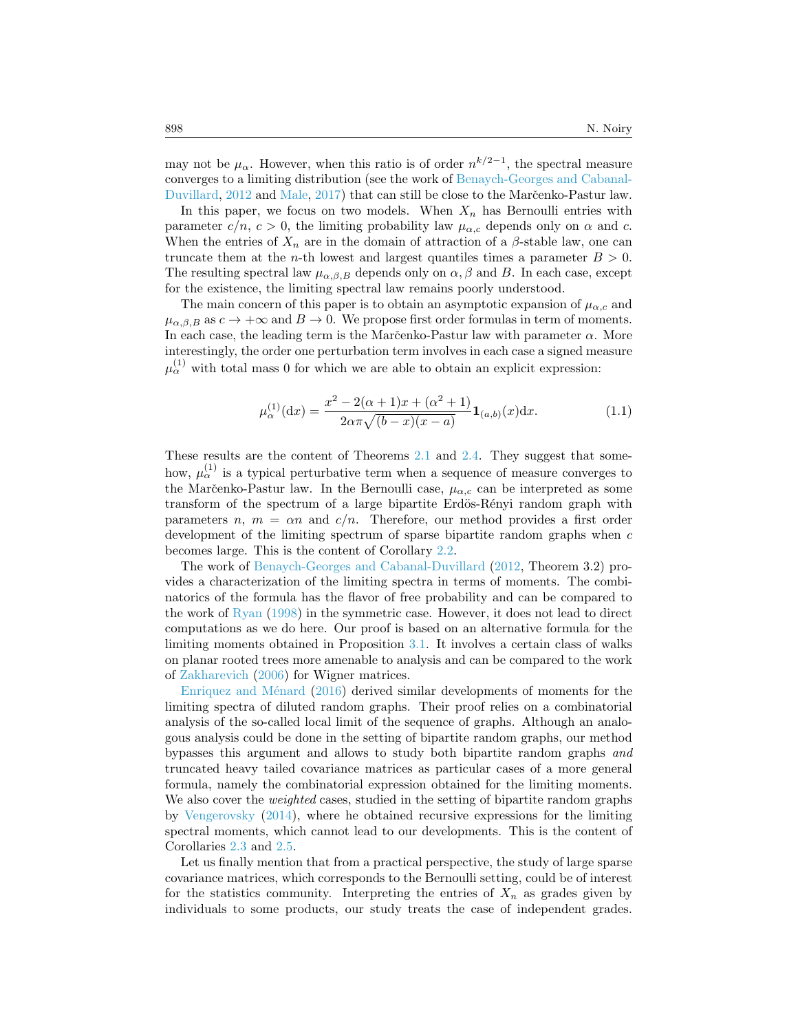may not be $\mu_\alpha$. However, when this ratio is of order $n^{k/2-1}$, the spectral measure converges to a limiting distribution (see the work of Benaych-Georges and Cabanal-Duvillard, 2012 and Male, 2017) that can still be close to the Marčenko-Pastur law.

In this paper, we focus on two models. When $X_n$ has Bernoulli entries with parameter $c/n$, $c > 0$, the limiting probability law $\mu_{\alpha,c}$ depends only on $\alpha$ and $c$. When the entries of $X_n$ are in the domain of attraction of a $\beta$-stable law, one can truncate them at the $n$-th lowest and largest quantiles times a parameter $B > 0$. The resulting spectral law $\mu_{\alpha,\beta,B}$ depends only on $\alpha, \beta$ and $B$. In each case, except for the existence, the limiting spectral law remains poorly understood.

The main concern of this paper is to obtain an asymptotic expansion of $\mu_{\alpha,c}$ and $\mu_{\alpha,\beta,B}$ as $c \to +\infty$ and $B \to 0$. We propose first order formulas in term of moments. In each case, the leading term is the Marčenko-Pastur law with parameter $\alpha$. More interestingly, the order one perturbation term involves in each case a signed measure $\mu_\alpha^{(1)}$ with total mass 0 for which we are able to obtain an explicit expression:

$$\mu_\alpha^{(1)}(\mathrm{d}x) = \frac{x^2 - 2(\alpha+1)x + (\alpha^2+1)}{2\alpha\pi\sqrt{(b-x)(x-a)}} \mathbf{1}_{(a,b)}(x)\mathrm{d}x. \tag{1.1}$$

These results are the content of Theorems 2.1 and 2.4. They suggest that somehow, $\mu_\alpha^{(1)}$ is a typical perturbative term when a sequence of measure converges to the Marčenko-Pastur law. In the Bernoulli case, $\mu_{\alpha,c}$ can be interpreted as some transform of the spectrum of a large bipartite Erdös-Rényi random graph with parameters $n$, $m = \alpha n$ and $c/n$. Therefore, our method provides a first order development of the limiting spectrum of sparse bipartite random graphs when $c$ becomes large. This is the content of Corollary 2.2.

The work of Benaych-Georges and Cabanal-Duvillard (2012, Theorem 3.2) provides a characterization of the limiting spectra in terms of moments. The combinatorics of the formula has the flavor of free probability and can be compared to the work of Ryan (1998) in the symmetric case. However, it does not lead to direct computations as we do here. Our proof is based on an alternative formula for the limiting moments obtained in Proposition 3.1. It involves a certain class of walks on planar rooted trees more amenable to analysis and can be compared to the work of Zakharevich (2006) for Wigner matrices.

Enriquez and Ménard (2016) derived similar developments of moments for the limiting spectra of diluted random graphs. Their proof relies on a combinatorial analysis of the so-called local limit of the sequence of graphs. Although an analogous analysis could be done in the setting of bipartite random graphs, our method bypasses this argument and allows to study both bipartite random graphs *and* truncated heavy tailed covariance matrices as particular cases of a more general formula, namely the combinatorial expression obtained for the limiting moments. We also cover the *weighted* cases, studied in the setting of bipartite random graphs by Vengerovsky (2014), where he obtained recursive expressions for the limiting spectral moments, which cannot lead to our developments. This is the content of Corollaries 2.3 and 2.5.

Let us finally mention that from a practical perspective, the study of large sparse covariance matrices, which corresponds to the Bernoulli setting, could be of interest for the statistics community. Interpreting the entries of $X_n$ as grades given by individuals to some products, our study treats the case of independent grades.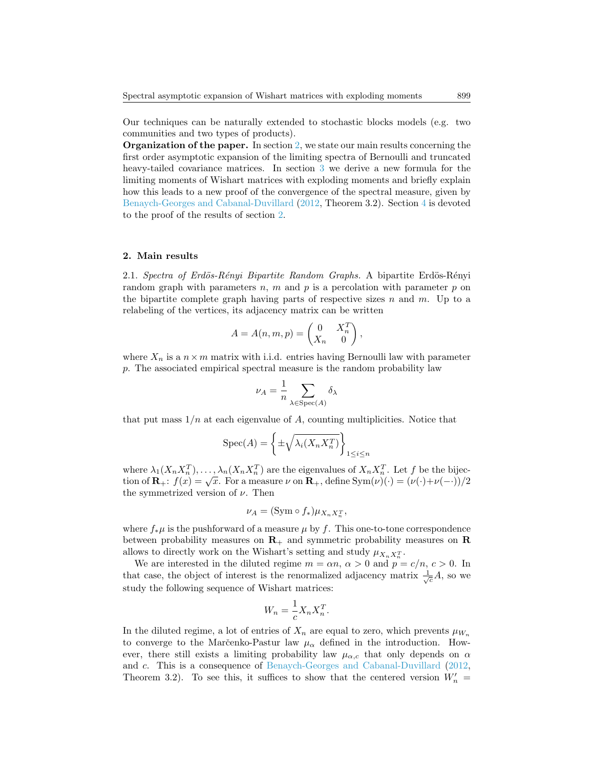Our techniques can be naturally extended to stochastic blocks models (e.g. two communities and two types of products).

**Organization of the paper.** In section 2, we state our main results concerning the first order asymptotic expansion of the limiting spectra of Bernoulli and truncated heavy-tailed covariance matrices. In section 3 we derive a new formula for the limiting moments of Wishart matrices with exploding moments and briefly explain how this leads to a new proof of the convergence of the spectral measure, given by Benaych-Georges and Cabanal-Duvillard (2012, Theorem 3.2). Section 4 is devoted to the proof of the results of section 2.

## 2. Main results

2.1. *Spectra of Erdös-Rényi Bipartite Random Graphs.* A bipartite Erdös-Rényi random graph with parameters $n$, $m$ and $p$ is a percolation with parameter $p$ on the bipartite complete graph having parts of respective sizes $n$ and $m$. Up to a relabeling of the vertices, its adjacency matrix can be written

$$A = A(n, m, p) = \begin{pmatrix} 0 & X_n^T \\ X_n & 0 \end{pmatrix},$$

where $X_n$ is a $n \times m$ matrix with i.i.d. entries having Bernoulli law with parameter $p$. The associated empirical spectral measure is the random probability law

$$\nu_A = \frac{1}{n} \sum_{\lambda \in \mathrm{Spec}(A)} \delta_\lambda$$

that put mass $1/n$ at each eigenvalue of $A$, counting multiplicities. Notice that

$$\mathrm{Spec}(A) = \left\{ \pm \sqrt{\lambda_i(X_n X_n^T)} \right\}_{1 \le i \le n}$$

where $\lambda_1(X_n X_n^T), \ldots, \lambda_n(X_n X_n^T)$ are the eigenvalues of $X_n X_n^T$. Let $f$ be the bijection of $\mathbf{R}_+$: $f(x) = \sqrt{x}$. For a measure $\nu$ on $\mathbf{R}_+$, define $\mathrm{Sym}(\nu)(\cdot) = (\nu(\cdot) + \nu(-\cdot))/2$ the symmetrized version of $\nu$. Then

$$\nu_A = (\mathrm{Sym} \circ f_*) \mu_{X_n X_n^T},$$

where $f_* \mu$ is the pushforward of a measure $\mu$ by $f$. This one-to-tone correspondence between probability measures on $\mathbf{R}_+$ and symmetric probability measures on $\mathbf{R}$ allows to directly work on the Wishart's setting and study $\mu_{X_n X_n^T}$.

We are interested in the diluted regime $m = \alpha n$, $\alpha > 0$ and $p = c/n$, $c > 0$. In that case, the object of interest is the renormalized adjacency matrix $\frac{1}{\sqrt{c}} A$, so we study the following sequence of Wishart matrices:

$$W_n = \frac{1}{c} X_n X_n^T.$$

In the diluted regime, a lot of entries of $X_n$ are equal to zero, which prevents $\mu_{W_n}$ to converge to the Marčenko-Pastur law $\mu_\alpha$ defined in the introduction. However, there still exists a limiting probability law $\mu_{\alpha,c}$ that only depends on $\alpha$ and $c$. This is a consequence of Benaych-Georges and Cabanal-Duvillard (2012, Theorem 3.2). To see this, it suffices to show that the centered version $W_n' =$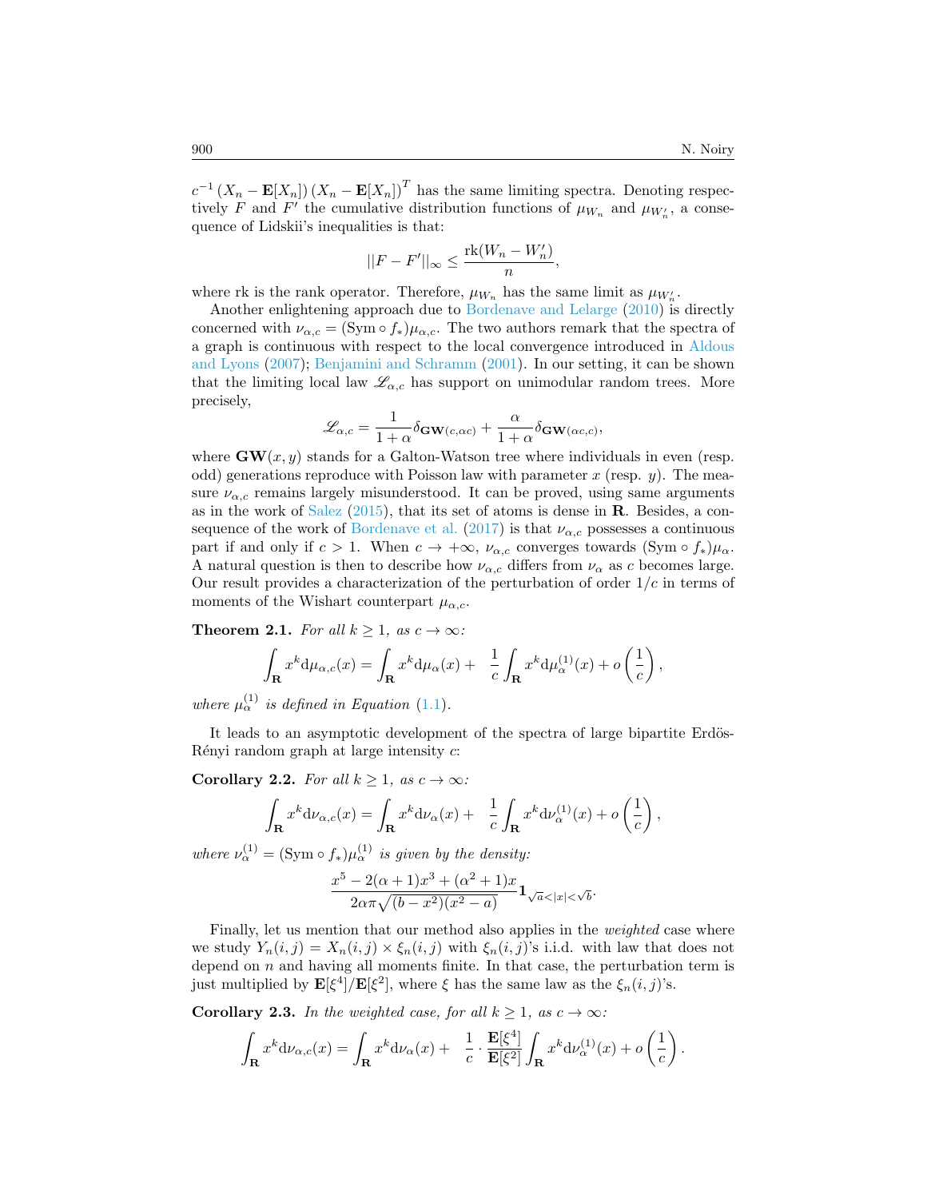$c^{-1}(X_n - \mathbf{E}[X_n])(X_n - \mathbf{E}[X_n])^T$ has the same limiting spectra. Denoting respectively $F$ and $F'$ the cumulative distribution functions of $\mu_{W_n}$ and $\mu_{W_n'}$, a consequence of Lidskii's inequalities is that:

$$||F - F'||_\infty \leq \frac{\mathrm{rk}(W_n - W_n')}{n},$$

where rk is the rank operator. Therefore, $\mu_{W_n}$ has the same limit as $\mu_{W_n'}$.

Another enlightening approach due to Bordenave and Lelarge (2010) is directly concerned with $\nu_{\alpha,c} = (\mathrm{Sym} \circ f_*)\mu_{\alpha,c}$. The two authors remark that the spectra of a graph is continuous with respect to the local convergence introduced in Aldous and Lyons (2007); Benjamini and Schramm (2001). In our setting, it can be shown that the limiting local law $\mathscr{L}_{\alpha,c}$ has support on unimodular random trees. More precisely,

$$\mathscr{L}_{\alpha,c} = \frac{1}{1+\alpha}\delta_{\mathbf{GW}(c,\alpha c)} + \frac{\alpha}{1+\alpha}\delta_{\mathbf{GW}(\alpha c, c)},$$

where $\mathbf{GW}(x,y)$ stands for a Galton-Watson tree where individuals in even (resp. odd) generations reproduce with Poisson law with parameter $x$ (resp. $y$). The measure $\nu_{\alpha,c}$ remains largely misunderstood. It can be proved, using same arguments as in the work of Salez (2015), that its set of atoms is dense in $\mathbf{R}$. Besides, a consequence of the work of Bordenave et al. (2017) is that $\nu_{\alpha,c}$ possesses a continuous part if and only if $c > 1$. When $c \to +\infty$, $\nu_{\alpha,c}$ converges towards $(\mathrm{Sym} \circ f_*)\mu_\alpha$. A natural question is then to describe how $\nu_{\alpha,c}$ differs from $\nu_\alpha$ as $c$ becomes large. Our result provides a characterization of the perturbation of order $1/c$ in terms of moments of the Wishart counterpart $\mu_{\alpha,c}$.

**Theorem 2.1.** *For all $k \geq 1$, as $c \to \infty$:*

$$\int_{\mathbf{R}} x^k \mathrm{d}\mu_{\alpha,c}(x) = \int_{\mathbf{R}} x^k \mathrm{d}\mu_\alpha(x) + \frac{1}{c}\int_{\mathbf{R}} x^k \mathrm{d}\mu_\alpha^{(1)}(x) + o\left(\frac{1}{c}\right),$$

*where $\mu_\alpha^{(1)}$ is defined in Equation (1.1).*

It leads to an asymptotic development of the spectra of large bipartite Erdös-Rényi random graph at large intensity $c$:

**Corollary 2.2.** *For all $k \geq 1$, as $c \to \infty$:*

$$\int_{\mathbf{R}} x^k \mathrm{d}\nu_{\alpha,c}(x) = \int_{\mathbf{R}} x^k \mathrm{d}\nu_\alpha(x) + \frac{1}{c}\int_{\mathbf{R}} x^k \mathrm{d}\nu_\alpha^{(1)}(x) + o\left(\frac{1}{c}\right),$$

*where $\nu_\alpha^{(1)} = (\mathrm{Sym} \circ f_*)\mu_\alpha^{(1)}$ is given by the density:*

$$\frac{x^5 - 2(\alpha+1)x^3 + (\alpha^2+1)x}{2\alpha\pi\sqrt{(b-x^2)(x^2-a)}}\mathbf{1}_{\sqrt{a}<|x|<\sqrt{b}}.$$

Finally, let us mention that our method also applies in the *weighted* case where we study $Y_n(i,j) = X_n(i,j) \times \xi_n(i,j)$ with $\xi_n(i,j)$'s i.i.d. with law that does not depend on $n$ and having all moments finite. In that case, the perturbation term is just multiplied by $\mathbf{E}[\xi^4]/\mathbf{E}[\xi^2]$, where $\xi$ has the same law as the $\xi_n(i,j)$'s.

**Corollary 2.3.** *In the weighted case, for all $k \geq 1$, as $c \to \infty$:*

$$\int_{\mathbf{R}} x^k \mathrm{d}\nu_{\alpha,c}(x) = \int_{\mathbf{R}} x^k \mathrm{d}\nu_\alpha(x) + \frac{1}{c}\cdot\frac{\mathbf{E}[\xi^4]}{\mathbf{E}[\xi^2]}\int_{\mathbf{R}} x^k \mathrm{d}\nu_\alpha^{(1)}(x) + o\left(\frac{1}{c}\right).$$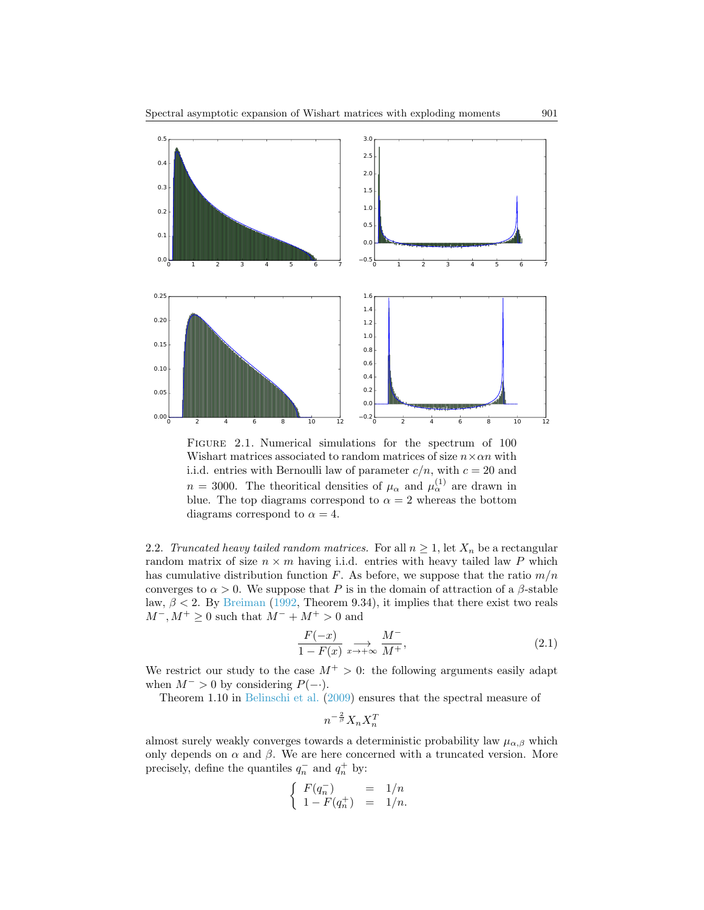FIGURE 2.1. Numerical simulations for the spectrum of 100 Wishart matrices associated to random matrices of size $n \times \alpha n$ with i.i.d. entries with Bernoulli law of parameter $c/n$, with $c = 20$ and $n = 3000$. The theoritical densities of $\mu_\alpha$ and $\mu_\alpha^{(1)}$ are drawn in blue. The top diagrams correspond to $\alpha = 2$ whereas the bottom diagrams correspond to $\alpha = 4$.

2.2. *Truncated heavy tailed random matrices.* For all $n \geq 1$, let $X_n$ be a rectangular random matrix of size $n \times m$ having i.i.d. entries with heavy tailed law $P$ which has cumulative distribution function $F$. As before, we suppose that the ratio $m/n$ converges to $\alpha > 0$. We suppose that $P$ is in the domain of attraction of a $\beta$-stable law, $\beta < 2$. By Breiman (1992, Theorem 9.34), it implies that there exist two reals $M^-, M^+ \geq 0$ such that $M^- + M^+ > 0$ and

$$\frac{F(-x)}{1 - F(x)} \underset{x \to +\infty}{\longrightarrow} \frac{M^-}{M^+}, \tag{2.1}$$

We restrict our study to the case $M^+ > 0$: the following arguments easily adapt when $M^- > 0$ by considering $P(-\cdot)$.

Theorem 1.10 in Belinschi et al. (2009) ensures that the spectral measure of

$$n^{-\frac{2}{\beta}} X_n X_n^T$$

almost surely weakly converges towards a deterministic probability law $\mu_{\alpha,\beta}$ which only depends on $\alpha$ and $\beta$. We are here concerned with a truncated version. More precisely, define the quantiles $q_n^-$ and $q_n^+$ by:

$$\begin{cases} F(q_n^-) & = & 1/n \\ 1 - F(q_n^+) & = & 1/n. \end{cases}$$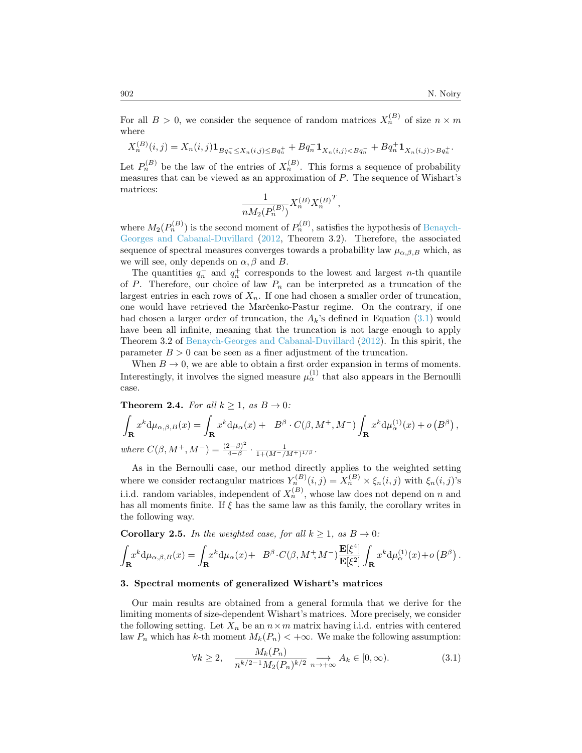For all $B > 0$, we consider the sequence of random matrices $X_n^{(B)}$ of size $n \times m$ where

$$X_n^{(B)}(i,j) = X_n(i,j)\mathbf{1}_{Bq_n^- \le X_n(i,j) \le Bq_n^+} + Bq_n^- \mathbf{1}_{X_n(i,j) < Bq_n^-} + Bq_n^+ \mathbf{1}_{X_n(i,j) > Bq_n^+}.$$

Let $P_n^{(B)}$ be the law of the entries of $X_n^{(B)}$. This forms a sequence of probability measures that can be viewed as an approximation of $P$. The sequence of Wishart's matrices:

$$\frac{1}{nM_2(P_n^{(B)})} X_n^{(B)} {X_n^{(B)}}^T,$$

where $M_2(P_n^{(B)})$ is the second moment of $P_n^{(B)}$, satisfies the hypothesis of Benaych-Georges and Cabanal-Duvillard (2012, Theorem 3.2). Therefore, the associated sequence of spectral measures converges towards a probability law $\mu_{\alpha,\beta,B}$ which, as we will see, only depends on $\alpha, \beta$ and $B$.

The quantities $q_n^-$ and $q_n^+$ corresponds to the lowest and largest $n$-th quantile of $P$. Therefore, our choice of law $P_n$ can be interpreted as a truncation of the largest entries in each rows of $X_n$. If one had chosen a smaller order of truncation, one would have retrieved the Marčenko-Pastur regime. On the contrary, if one had chosen a larger order of truncation, the $A_k$'s defined in Equation (3.1) would have been all infinite, meaning that the truncation is not large enough to apply Theorem 3.2 of Benaych-Georges and Cabanal-Duvillard (2012). In this spirit, the parameter $B > 0$ can be seen as a finer adjustment of the truncation.

When $B \to 0$, we are able to obtain a first order expansion in terms of moments. Interestingly, it involves the signed measure $\mu_\alpha^{(1)}$ that also appears in the Bernoulli case.

**Theorem 2.4.** *For all $k \ge 1$, as $B \to 0$:*

$$\int_{\mathbf{R}} x^k \mathrm{d}\mu_{\alpha,\beta,B}(x) = \int_{\mathbf{R}} x^k \mathrm{d}\mu_\alpha(x) + \quad B^\beta \cdot C(\beta, M^+, M^-) \int_{\mathbf{R}} x^k \mathrm{d}\mu_\alpha^{(1)}(x) + o\left(B^\beta\right),$$

*where* $C(\beta, M^+, M^-) = \frac{(2-\beta)^2}{4-\beta} \cdot \frac{1}{1+(M^-/M^+)^{1/\beta}}$.

As in the Bernoulli case, our method directly applies to the weighted setting where we consider rectangular matrices $Y_n^{(B)}(i,j) = X_n^{(B)} \times \xi_n(i,j)$ with $\xi_n(i,j)$'s i.i.d. random variables, independent of $X_n^{(B)}$, whose law does not depend on $n$ and has all moments finite. If $\xi$ has the same law as this family, the corollary writes in the following way.

**Corollary 2.5.** *In the weighted case, for all $k \ge 1$, as $B \to 0$:*

$$\int_{\mathbf{R}} x^k \mathrm{d}\mu_{\alpha,\beta,B}(x) = \int_{\mathbf{R}} x^k \mathrm{d}\mu_\alpha(x) + \quad B^\beta \cdot C(\beta, M^+, M^-) \frac{\mathbf{E}[\xi^4]}{\mathbf{E}[\xi^2]} \int_{\mathbf{R}} x^k \mathrm{d}\mu_\alpha^{(1)}(x) + o\left(B^\beta\right).$$

## 3. Spectral moments of generalized Wishart's matrices

Our main results are obtained from a general formula that we derive for the limiting moments of size-dependent Wishart's matrices. More precisely, we consider the following setting. Let $X_n$ be an $n \times m$ matrix having i.i.d. entries with centered law $P_n$ which has $k$-th moment $M_k(P_n) < +\infty$. We make the following assumption:

$$\forall k \ge 2, \quad \frac{M_k(P_n)}{n^{k/2-1} M_2(P_n)^{k/2}} \underset{n \to +\infty}{\longrightarrow} A_k \in [0, \infty). \tag{3.1}$$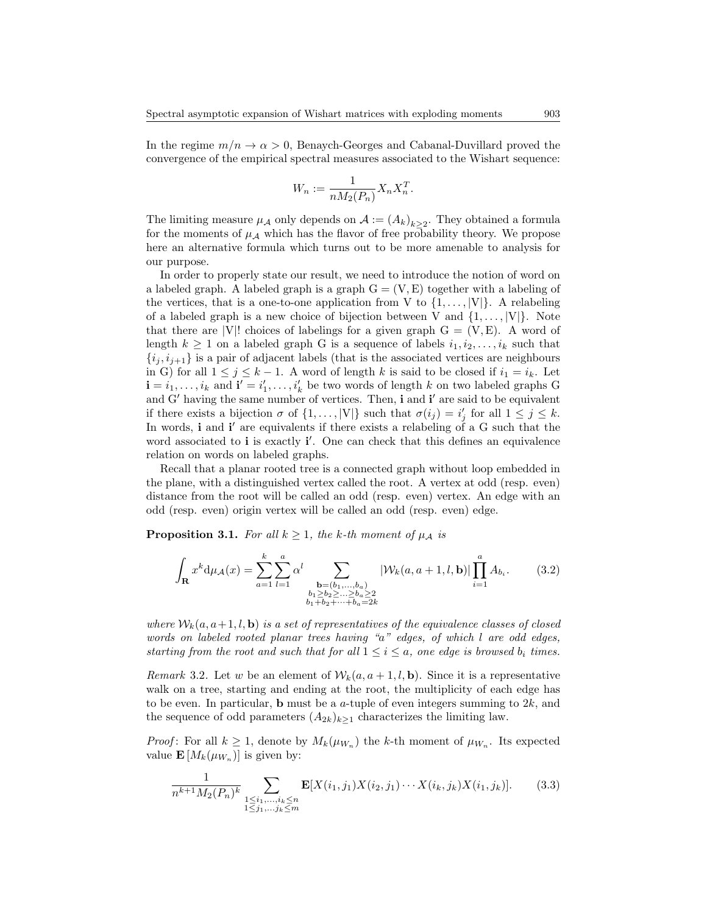In the regime $m/n \to \alpha > 0$, Benaych-Georges and Cabanal-Duvillard proved the convergence of the empirical spectral measures associated to the Wishart sequence:

$$W_n := \frac{1}{nM_2(P_n)} X_n X_n^T.$$

The limiting measure $\mu_{\mathcal{A}}$ only depends on $\mathcal{A} := (A_k)_{k \geq 2}$. They obtained a formula for the moments of $\mu_{\mathcal{A}}$ which has the flavor of free probability theory. We propose here an alternative formula which turns out to be more amenable to analysis for our purpose.

In order to properly state our result, we need to introduce the notion of word on a labeled graph. A labeled graph is a graph $\mathrm{G} = (\mathrm{V}, \mathrm{E})$ together with a labeling of the vertices, that is a one-to-one application from V to $\{1, \ldots, |\mathrm{V}|\}$. A relabeling of a labeled graph is a new choice of bijection between V and $\{1, \ldots, |\mathrm{V}|\}$. Note that there are $|\mathrm{V}|!$ choices of labelings for a given graph $\mathrm{G} = (\mathrm{V}, \mathrm{E})$. A word of length $k \geq 1$ on a labeled graph G is a sequence of labels $i_1, i_2, \ldots, i_k$ such that $\{i_j, i_{j+1}\}$ is a pair of adjacent labels (that is the associated vertices are neighbours in G) for all $1 \leq j \leq k-1$. A word of length $k$ is said to be closed if $i_1 = i_k$. Let $\mathbf{i} = i_1, \ldots, i_k$ and $\mathbf{i}' = i'_1, \ldots, i'_k$ be two words of length $k$ on two labeled graphs G and G′ having the same number of vertices. Then, $\mathbf{i}$ and $\mathbf{i}'$ are said to be equivalent if there exists a bijection $\sigma$ of $\{1, \ldots, |\mathrm{V}|\}$ such that $\sigma(i_j) = i'_j$ for all $1 \leq j \leq k$. In words, $\mathbf{i}$ and $\mathbf{i}'$ are equivalents if there exists a relabeling of a G such that the word associated to $\mathbf{i}$ is exactly $\mathbf{i}'$. One can check that this defines an equivalence relation on words on labeled graphs.

Recall that a planar rooted tree is a connected graph without loop embedded in the plane, with a distinguished vertex called the root. A vertex at odd (resp. even) distance from the root will be called an odd (resp. even) vertex. An edge with an odd (resp. even) origin vertex will be called an odd (resp. even) edge.

**Proposition 3.1.** *For all $k \geq 1$, the $k$-th moment of $\mu_{\mathcal{A}}$ is*

$$\int_{\mathbf{R}} x^k \mathrm{d}\mu_{\mathcal{A}}(x) = \sum_{a=1}^{k} \sum_{l=1}^{a} \alpha^l \sum_{\substack{\mathbf{b}=(b_1,\ldots,b_a) \\ b_1 \geq b_2 \geq \ldots \geq b_a \geq 2 \\ b_1+b_2+\cdots+b_a=2k}} |\mathcal{W}_k(a, a+1, l, \mathbf{b})| \prod_{i=1}^{a} A_{b_i}. \tag{3.2}$$

*where $\mathcal{W}_k(a, a+1, l, \mathbf{b})$ is a set of representatives of the equivalence classes of closed words on labeled rooted planar trees having "a" edges, of which $l$ are odd edges, starting from the root and such that for all $1 \leq i \leq a$, one edge is browsed $b_i$ times.*

*Remark* 3.2. Let $w$ be an element of $\mathcal{W}_k(a, a+1, l, \mathbf{b})$. Since it is a representative walk on a tree, starting and ending at the root, the multiplicity of each edge has to be even. In particular, $\mathbf{b}$ must be a $a$-tuple of even integers summing to $2k$, and the sequence of odd parameters $(A_{2k})_{k \geq 1}$ characterizes the limiting law.

*Proof*: For all $k \geq 1$, denote by $M_k(\mu_{W_n})$ the $k$-th moment of $\mu_{W_n}$. Its expected value $\mathbf{E}[M_k(\mu_{W_n})]$ is given by:

$$\frac{1}{n^{k+1} M_2(P_n)^k} \sum_{\substack{1 \leq i_1, \ldots, i_k \leq n \\ 1 \leq j_1, \ldots j_k \leq m}} \mathbf{E}[X(i_1, j_1) X(i_2, j_1) \cdots X(i_k, j_k) X(i_1, j_k)]. \tag{3.3}$$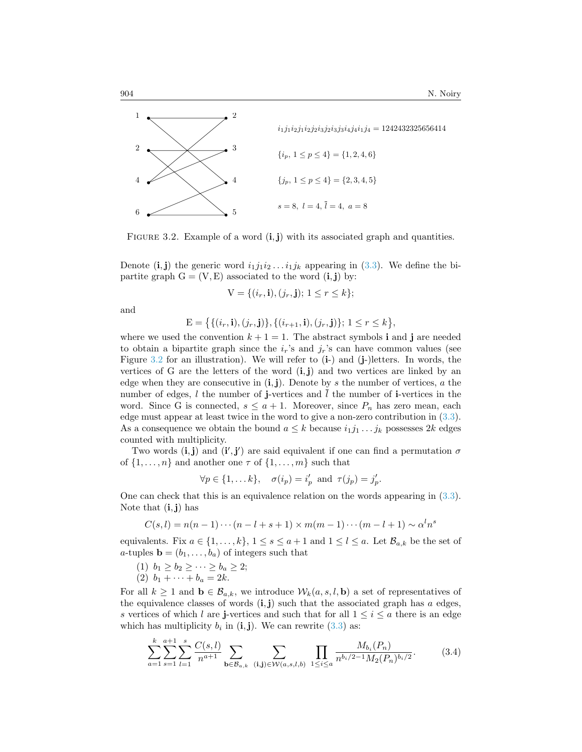$i_1j_1i_2j_1i_2j_2i_3j_2i_3j_3i_4j_4i_1j_4 = 1242432325656414$

$\{i_p,\, 1 \le p \le 4\} = \{1, 2, 4, 6\}$

$\{j_p,\, 1 \le p \le 4\} = \{2, 3, 4, 5\}$

$s = 8,\ l = 4,\ \bar{l} = 4,\ a = 8$

FIGURE 3.2. Example of a word $(\mathbf{i}, \mathbf{j})$ with its associated graph and quantities.

Denote $(\mathbf{i}, \mathbf{j})$ the generic word $i_1 j_1 i_2 \dots i_1 j_k$ appearing in (3.3). We define the bipartite graph $\mathrm{G} = (\mathrm{V}, \mathrm{E})$ associated to the word $(\mathbf{i}, \mathbf{j})$ by:

$$\mathrm{V} = \{(i_r, \mathbf{i}), (j_r, \mathbf{j});\ 1 \le r \le k\};$$

and

$$\mathrm{E} = \big\{\{(i_r, \mathbf{i}), (j_r, \mathbf{j})\}, \{(i_{r+1}, \mathbf{i}), (j_r, \mathbf{j})\};\ 1 \le r \le k\big\},$$

where we used the convention $k + 1 = 1$. The abstract symbols $\mathbf{i}$ and $\mathbf{j}$ are needed to obtain a bipartite graph since the $i_r$'s and $j_r$'s can have common values (see Figure 3.2 for an illustration). We will refer to ($\mathbf{i}$-) and ($\mathbf{j}$-)letters. In words, the vertices of G are the letters of the word $(\mathbf{i}, \mathbf{j})$ and two vertices are linked by an edge when they are consecutive in $(\mathbf{i}, \mathbf{j})$. Denote by $s$ the number of vertices, $a$ the number of edges, $l$ the number of $\mathbf{j}$-vertices and $\bar{l}$ the number of $\mathbf{i}$-vertices in the word. Since G is connected, $s \le a + 1$. Moreover, since $P_n$ has zero mean, each edge must appear at least twice in the word to give a non-zero contribution in (3.3). As a consequence we obtain the bound $a \le k$ because $i_1 j_1 \dots j_k$ possesses $2k$ edges counted with multiplicity.

Two words $(\mathbf{i}, \mathbf{j})$ and $(\mathbf{i}', \mathbf{j}')$ are said equivalent if one can find a permutation $\sigma$ of $\{1, \dots, n\}$ and another one $\tau$ of $\{1, \dots, m\}$ such that

$$\forall p \in \{1, \dots k\}, \quad \sigma(i_p) = i'_p \ \text{ and } \ \tau(j_p) = j'_p.$$

One can check that this is an equivalence relation on the words appearing in (3.3). Note that $(\mathbf{i}, \mathbf{j})$ has

$$C(s, l) = n(n-1)\cdots(n - l + s + 1) \times m(m-1)\cdots(m - l + 1) \sim \alpha^l n^s$$

equivalents. Fix $a \in \{1, \dots, k\}$, $1 \le s \le a + 1$ and $1 \le l \le a$. Let $\mathcal{B}_{a,k}$ be the set of $a$-tuples $\mathbf{b} = (b_1, \dots, b_a)$ of integers such that

1. $b_1 \ge b_2 \ge \dots \ge b_a \ge 2$;
2. $b_1 + \dots + b_a = 2k$.

For all $k \ge 1$ and $\mathbf{b} \in \mathcal{B}_{a,k}$, we introduce $\mathcal{W}_k(a, s, l, \mathbf{b})$ a set of representatives of the equivalence classes of words $(\mathbf{i}, \mathbf{j})$ such that the associated graph has $a$ edges, $s$ vertices of which $l$ are $\mathbf{j}$-vertices and such that for all $1 \le i \le a$ there is an edge which has multiplicity $b_i$ in $(\mathbf{i}, \mathbf{j})$. We can rewrite (3.3) as:

$$\sum_{a=1}^{k} \sum_{s=1}^{a+1} \sum_{l=1}^{s} \frac{C(s, l)}{n^{a+1}} \sum_{\mathbf{b} \in \mathcal{B}_{a,k}} \ \sum_{(\mathbf{i}, \mathbf{j}) \in \mathcal{W}(a, s, l, b)} \ \prod_{1 \le i \le a} \frac{M_{b_i}(P_n)}{n^{b_i/2 - 1} M_2(P_n)^{b_i/2}}. \tag{3.4}$$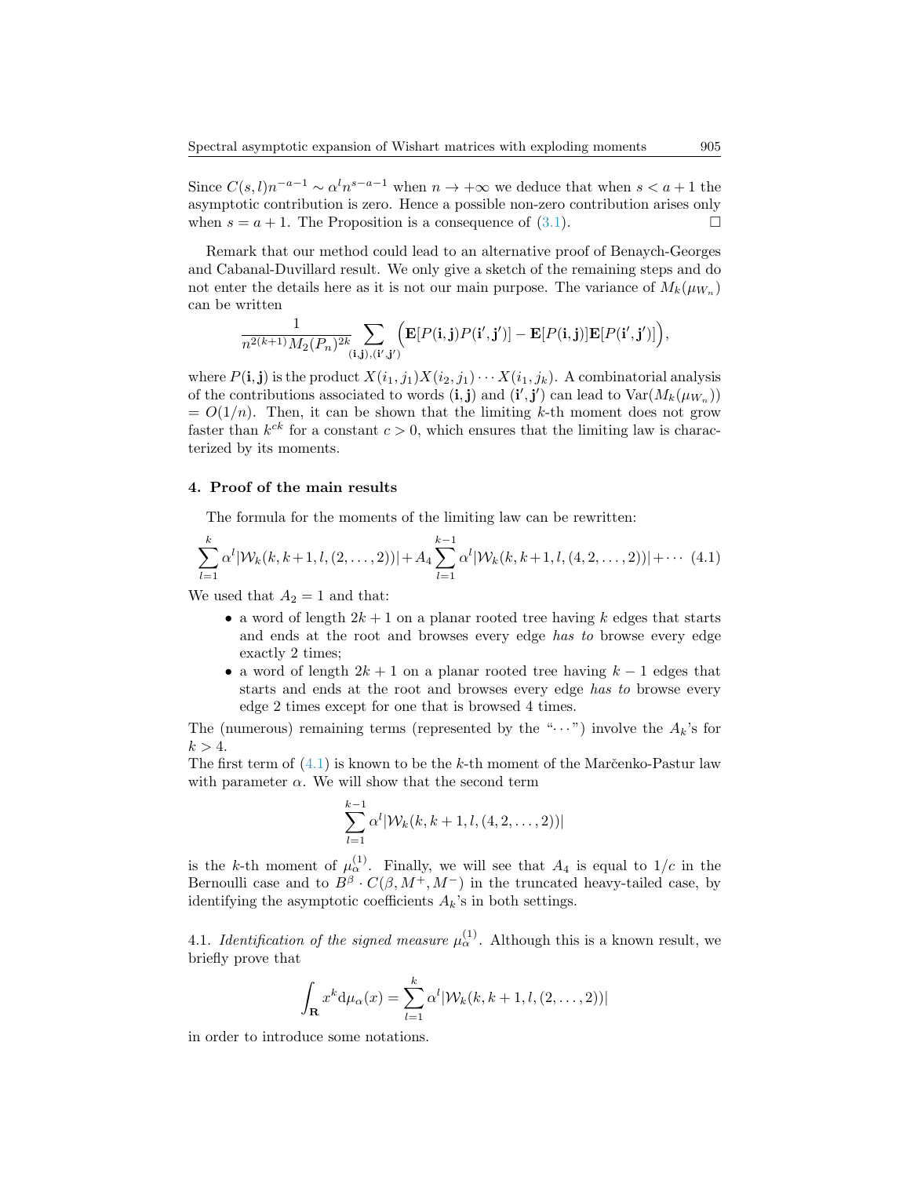Since $C(s,l)n^{-a-1} \sim \alpha^l n^{s-a-1}$ when $n \to +\infty$ we deduce that when $s < a+1$ the asymptotic contribution is zero. Hence a possible non-zero contribution arises only when $s = a+1$. The Proposition is a consequence of (3.1). $\square$

Remark that our method could lead to an alternative proof of Benaych-Georges and Cabanal-Duvillard result. We only give a sketch of the remaining steps and do not enter the details here as it is not our main purpose. The variance of $M_k(\mu_{W_n})$ can be written

$$\frac{1}{n^{2(k+1)}M_2(P_n)^{2k}} \sum_{(\mathbf{i},\mathbf{j}),(\mathbf{i}',\mathbf{j}')} \Big(\mathbf{E}[P(\mathbf{i},\mathbf{j})P(\mathbf{i}',\mathbf{j}')] - \mathbf{E}[P(\mathbf{i},\mathbf{j})]\mathbf{E}[P(\mathbf{i}',\mathbf{j}')]\Big),$$

where $P(\mathbf{i},\mathbf{j})$ is the product $X(i_1,j_1)X(i_2,j_1)\cdots X(i_1,j_k)$. A combinatorial analysis of the contributions associated to words $(\mathbf{i},\mathbf{j})$ and $(\mathbf{i}',\mathbf{j}')$ can lead to $\mathrm{Var}(M_k(\mu_{W_n})) = O(1/n)$. Then, it can be shown that the limiting $k$-th moment does not grow faster than $k^{ck}$ for a constant $c > 0$, which ensures that the limiting law is characterized by its moments.

## 4. Proof of the main results

The formula for the moments of the limiting law can be rewritten:

$$\sum_{l=1}^{k} \alpha^l |\mathcal{W}_k(k,k+1,l,(2,\ldots,2))| + A_4 \sum_{l=1}^{k-1} \alpha^l |\mathcal{W}_k(k,k+1,l,(4,2,\ldots,2))| + \cdots \quad (4.1)$$

We used that $A_2 = 1$ and that:

- a word of length $2k+1$ on a planar rooted tree having $k$ edges that starts and ends at the root and browses every edge *has to* browse every edge exactly 2 times;
- a word of length $2k+1$ on a planar rooted tree having $k-1$ edges that starts and ends at the root and browses every edge *has to* browse every edge 2 times except for one that is browsed 4 times.

The (numerous) remaining terms (represented by the "$\cdots$") involve the $A_k$'s for $k > 4$.

The first term of (4.1) is known to be the $k$-th moment of the Marčenko-Pastur law with parameter $\alpha$. We will show that the second term

$$\sum_{l=1}^{k-1} \alpha^l |\mathcal{W}_k(k,k+1,l,(4,2,\ldots,2))|$$

is the $k$-th moment of $\mu_\alpha^{(1)}$. Finally, we will see that $A_4$ is equal to $1/c$ in the Bernoulli case and to $B^\beta \cdot C(\beta, M^+, M^-)$ in the truncated heavy-tailed case, by identifying the asymptotic coefficients $A_k$'s in both settings.

4.1. *Identification of the signed measure* $\mu_\alpha^{(1)}$. Although this is a known result, we briefly prove that

$$\int_{\mathbf{R}} x^k \mathrm{d}\mu_\alpha(x) = \sum_{l=1}^{k} \alpha^l |\mathcal{W}_k(k,k+1,l,(2,\ldots,2))|$$

in order to introduce some notations.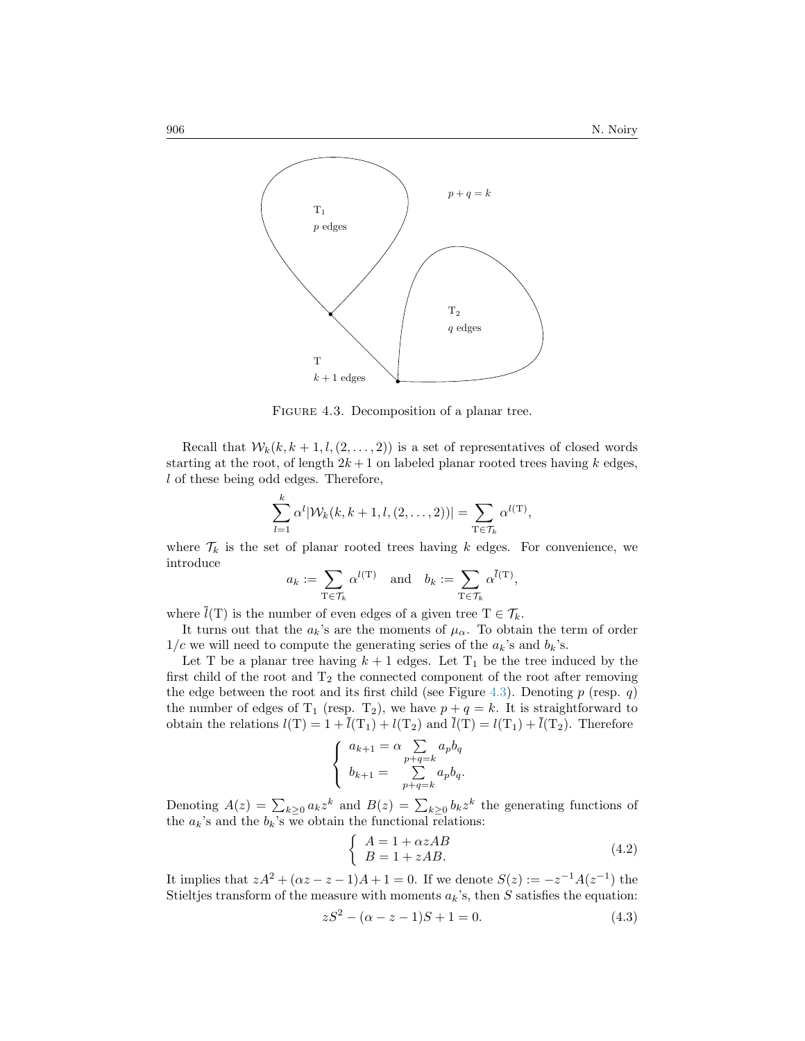FIGURE 4.3. Decomposition of a planar tree.

Recall that $\mathcal{W}_k(k, k+1, l, (2, \dots, 2))$ is a set of representatives of closed words starting at the root, of length $2k+1$ on labeled planar rooted trees having $k$ edges, $l$ of these being odd edges. Therefore,

$$\sum_{l=1}^{k} \alpha^l |\mathcal{W}_k(k, k+1, l, (2, \dots, 2))| = \sum_{\mathrm{T} \in \mathcal{T}_k} \alpha^{l(\mathrm{T})},$$

where $\mathcal{T}_k$ is the set of planar rooted trees having $k$ edges. For convenience, we introduce

$$a_k := \sum_{\mathrm{T} \in \mathcal{T}_k} \alpha^{l(\mathrm{T})} \quad \text{and} \quad b_k := \sum_{\mathrm{T} \in \mathcal{T}_k} \alpha^{\bar{l}(\mathrm{T})},$$

where $\bar{l}(\mathrm{T})$ is the number of even edges of a given tree $\mathrm{T} \in \mathcal{T}_k$.

It turns out that the $a_k$'s are the moments of $\mu_\alpha$. To obtain the term of order $1/c$ we will need to compute the generating series of the $a_k$'s and $b_k$'s.

Let T be a planar tree having $k+1$ edges. Let $\mathrm{T}_1$ be the tree induced by the first child of the root and $\mathrm{T}_2$ the connected component of the root after removing the edge between the root and its first child (see Figure 4.3). Denoting $p$ (resp. $q$) the number of edges of $\mathrm{T}_1$ (resp. $\mathrm{T}_2$), we have $p + q = k$. It is straightforward to obtain the relations $l(\mathrm{T}) = 1 + \bar{l}(\mathrm{T}_1) + l(\mathrm{T}_2)$ and $\bar{l}(\mathrm{T}) = l(\mathrm{T}_1) + \bar{l}(\mathrm{T}_2)$. Therefore

$$\begin{cases} a_{k+1} = \alpha \displaystyle\sum_{p+q=k} a_p b_q \\ b_{k+1} = \displaystyle\sum_{p+q=k} a_p b_q. \end{cases}$$

Denoting $A(z) = \sum_{k \geq 0} a_k z^k$ and $B(z) = \sum_{k \geq 0} b_k z^k$ the generating functions of the $a_k$'s and the $b_k$'s we obtain the functional relations:

$$\begin{cases} A = 1 + \alpha z A B \\ B = 1 + z A B. \end{cases} \tag{4.2}$$

It implies that $zA^2 + (\alpha z - z - 1)A + 1 = 0$. If we denote $S(z) := -z^{-1}A(z^{-1})$ the Stieltjes transform of the measure with moments $a_k$'s, then $S$ satisfies the equation:

$$zS^2 - (\alpha - z - 1)S + 1 = 0. \tag{4.3}$$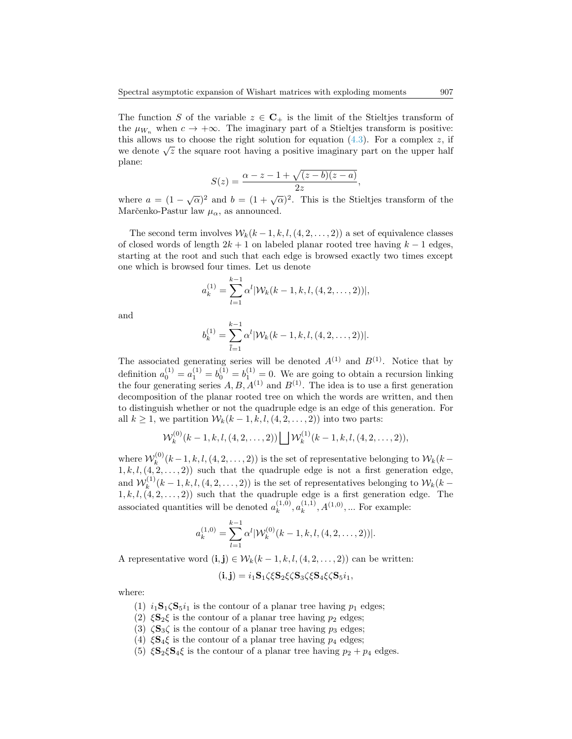The function $S$ of the variable $z \in \mathbf{C}_+$ is the limit of the Stieltjes transform of the $\mu_{W_n}$ when $c \to +\infty$. The imaginary part of a Stieltjes transform is positive: this allows us to choose the right solution for equation (4.3). For a complex $z$, if we denote $\sqrt{z}$ the square root having a positive imaginary part on the upper half plane:

$$S(z) = \frac{\alpha - z - 1 + \sqrt{(z-b)(z-a)}}{2z},$$

where $a = (1-\sqrt{\alpha})^2$ and $b = (1+\sqrt{\alpha})^2$. This is the Stieltjes transform of the Marčenko-Pastur law $\mu_\alpha$, as announced.

The second term involves $\mathcal{W}_k(k-1,k,l,(4,2,\ldots,2))$ a set of equivalence classes of closed words of length $2k+1$ on labeled planar rooted tree having $k-1$ edges, starting at the root and such that each edge is browsed exactly two times except one which is browsed four times. Let us denote

$$a_k^{(1)} = \sum_{l=1}^{k-1} \alpha^l |\mathcal{W}_k(k-1,k,l,(4,2,\ldots,2))|,$$

and

$$b_k^{(1)} = \sum_{\bar{l}=1}^{k-1} \alpha^l |\mathcal{W}_k(k-1,k,l,(4,2,\ldots,2))|.$$

The associated generating series will be denoted $A^{(1)}$ and $B^{(1)}$. Notice that by definition $a_0^{(1)} = a_1^{(1)} = b_0^{(1)} = b_1^{(1)} = 0$. We are going to obtain a recursion linking the four generating series $A, B, A^{(1)}$ and $B^{(1)}$. The idea is to use a first generation decomposition of the planar rooted tree on which the words are written, and then to distinguish whether or not the quadruple edge is an edge of this generation. For all $k \geq 1$, we partition $\mathcal{W}_k(k-1,k,l,(4,2,\ldots,2))$ into two parts:

$$\mathcal{W}_k^{(0)}(k-1,k,l,(4,2,\ldots,2)) \bigsqcup \mathcal{W}_k^{(1)}(k-1,k,l,(4,2,\ldots,2)),$$

where $\mathcal{W}_k^{(0)}(k-1,k,l,(4,2,\ldots,2))$ is the set of representative belonging to $\mathcal{W}_k(k-1,k,l,(4,2,\ldots,2))$ such that the quadruple edge is not a first generation edge, and $\mathcal{W}_k^{(1)}(k-1,k,l,(4,2,\ldots,2))$ is the set of representatives belonging to $\mathcal{W}_k(k-1,k,l,(4,2,\ldots,2))$ such that the quadruple edge is a first generation edge. The associated quantities will be denoted $a_k^{(1,0)}, a_k^{(1,1)}, A^{(1,0)}, \ldots$ For example:

$$a_k^{(1,0)} = \sum_{l=1}^{k-1} \alpha^l |\mathcal{W}_k^{(0)}(k-1,k,l,(4,2,\ldots,2))|.$$

A representative word $(\mathbf{i},\mathbf{j}) \in \mathcal{W}_k(k-1,k,l,(4,2,\ldots,2))$ can be written:

$$(\mathbf{i},\mathbf{j}) = i_1 \mathbf{S}_1 \zeta \xi \mathbf{S}_2 \xi \zeta \mathbf{S}_3 \zeta \xi \mathbf{S}_4 \xi \zeta \mathbf{S}_5 i_1,$$

where:

1. $i_1 \mathbf{S}_1 \zeta \mathbf{S}_5 i_1$ is the contour of a planar tree having $p_1$ edges;
2. $\xi \mathbf{S}_2 \xi$ is the contour of a planar tree having $p_2$ edges;
3. $\zeta \mathbf{S}_3 \zeta$ is the contour of a planar tree having $p_3$ edges;
4. $\xi \mathbf{S}_4 \xi$ is the contour of a planar tree having $p_4$ edges;
5. $\xi \mathbf{S}_2 \xi \mathbf{S}_4 \xi$ is the contour of a planar tree having $p_2 + p_4$ edges.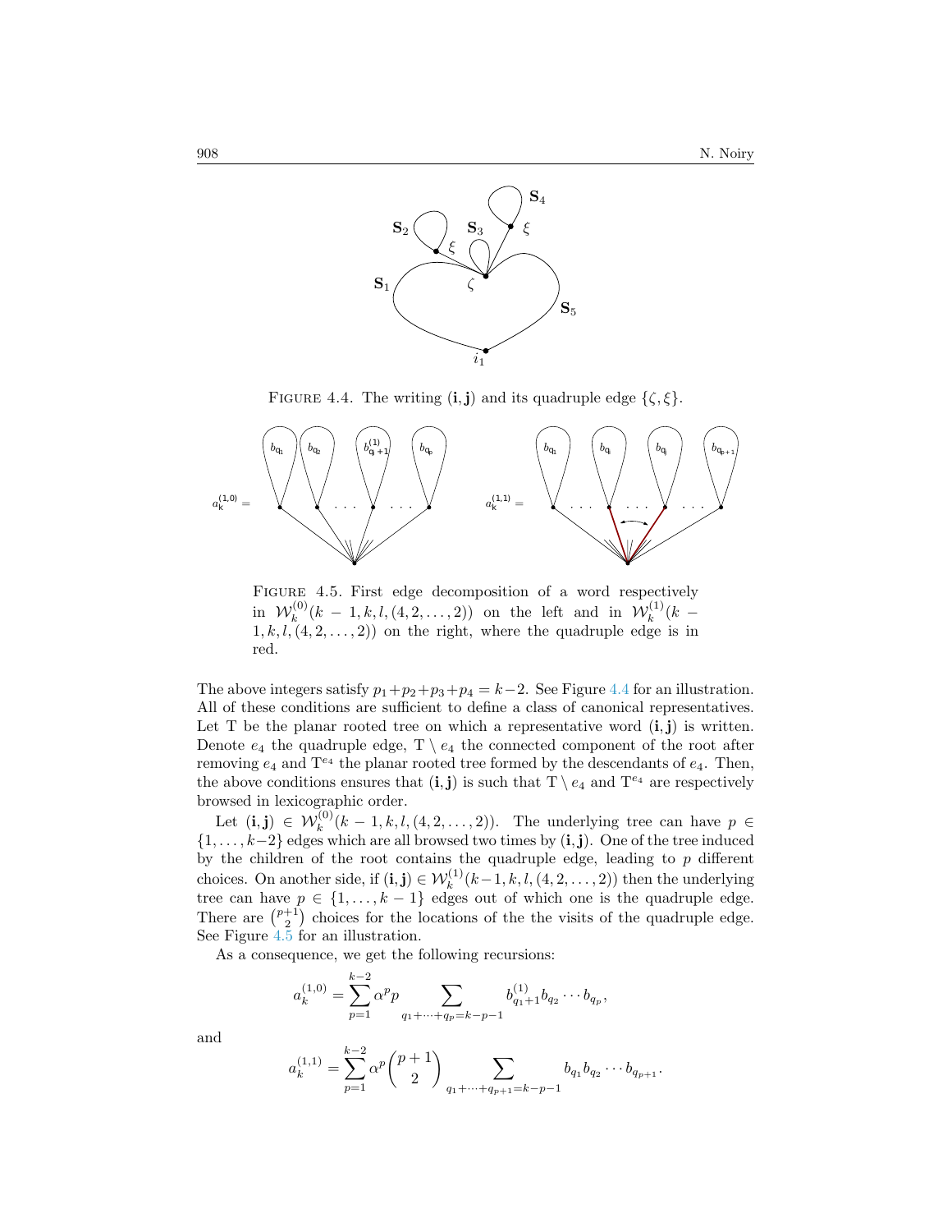FIGURE 4.4. The writing $(\mathbf{i}, \mathbf{j})$ and its quadruple edge $\{\zeta, \xi\}$.

FIGURE 4.5. First edge decomposition of a word respectively in $\mathcal{W}_k^{(0)}(k-1, k, l, (4, 2, \ldots, 2))$ on the left and in $\mathcal{W}_k^{(1)}(k-1, k, l, (4, 2, \ldots, 2))$ on the right, where the quadruple edge is in red.

The above integers satisfy $p_1+p_2+p_3+p_4 = k-2$. See Figure 4.4 for an illustration. All of these conditions are sufficient to define a class of canonical representatives. Let $\mathrm{T}$ be the planar rooted tree on which a representative word $(\mathbf{i}, \mathbf{j})$ is written. Denote $e_4$ the quadruple edge, $\mathrm{T} \setminus e_4$ the connected component of the root after removing $e_4$ and $\mathrm{T}^{e_4}$ the planar rooted tree formed by the descendants of $e_4$. Then, the above conditions ensures that $(\mathbf{i}, \mathbf{j})$ is such that $\mathrm{T} \setminus e_4$ and $\mathrm{T}^{e_4}$ are respectively browsed in lexicographic order.

Let $(\mathbf{i}, \mathbf{j}) \in \mathcal{W}_k^{(0)}(k-1, k, l, (4, 2, \ldots, 2))$. The underlying tree can have $p \in \{1, \ldots, k-2\}$ edges which are all browsed two times by $(\mathbf{i}, \mathbf{j})$. One of the tree induced by the children of the root contains the quadruple edge, leading to $p$ different choices. On another side, if $(\mathbf{i}, \mathbf{j}) \in \mathcal{W}_k^{(1)}(k-1, k, l, (4, 2, \ldots, 2))$ then the underlying tree can have $p \in \{1, \ldots, k-1\}$ edges out of which one is the quadruple edge. There are $\binom{p+1}{2}$ choices for the locations of the the visits of the quadruple edge. See Figure 4.5 for an illustration.

As a consequence, we get the following recursions:

$$a_k^{(1,0)} = \sum_{p=1}^{k-2} \alpha^p p \sum_{q_1+\cdots+q_p=k-p-1} b_{q_1+1}^{(1)} b_{q_2} \cdots b_{q_p},$$

and

$$a_k^{(1,1)} = \sum_{p=1}^{k-2} \alpha^p \binom{p+1}{2} \sum_{q_1+\cdots+q_{p+1}=k-p-1} b_{q_1} b_{q_2} \cdots b_{q_{p+1}}.$$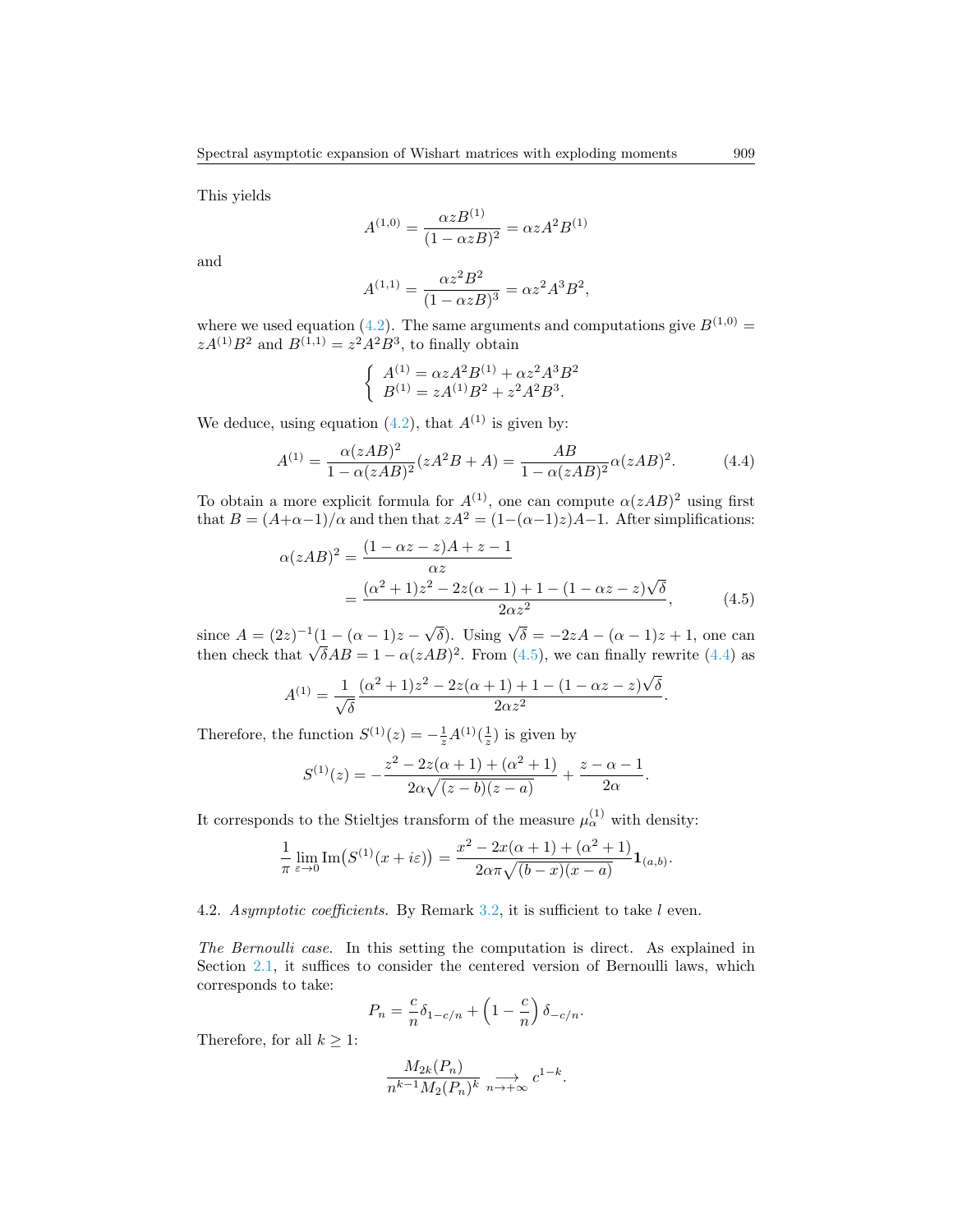This yields

$$A^{(1,0)} = \frac{\alpha z B^{(1)}}{(1-\alpha z B)^2} = \alpha z A^2 B^{(1)}$$

and

$$A^{(1,1)} = \frac{\alpha z^2 B^2}{(1-\alpha z B)^3} = \alpha z^2 A^3 B^2,$$

where we used equation (4.2). The same arguments and computations give $B^{(1,0)} = zA^{(1)}B^2$ and $B^{(1,1)} = z^2 A^2 B^3$, to finally obtain

$$\begin{cases} A^{(1)} = \alpha z A^2 B^{(1)} + \alpha z^2 A^3 B^2 \\ B^{(1)} = z A^{(1)} B^2 + z^2 A^2 B^3. \end{cases}$$

We deduce, using equation (4.2), that $A^{(1)}$ is given by:

$$A^{(1)} = \frac{\alpha (zAB)^2}{1-\alpha(zAB)^2}(zA^2B + A) = \frac{AB}{1-\alpha(zAB)^2}\alpha(zAB)^2. \tag{4.4}$$

To obtain a more explicit formula for $A^{(1)}$, one can compute $\alpha(zAB)^2$ using first that $B = (A+\alpha-1)/\alpha$ and then that $zA^2 = (1-(\alpha-1)z)A-1$. After simplifications:

$$\begin{aligned} \alpha(zAB)^2 &= \frac{(1-\alpha z - z)A + z - 1}{\alpha z} \\ &= \frac{(\alpha^2+1)z^2 - 2z(\alpha-1) + 1 - (1-\alpha z - z)\sqrt{\delta}}{2\alpha z^2}, \end{aligned} \tag{4.5}$$

since $A = (2z)^{-1}(1-(\alpha-1)z - \sqrt{\delta})$. Using $\sqrt{\delta} = -2zA - (\alpha-1)z + 1$, one can then check that $\sqrt{\delta}AB = 1 - \alpha(zAB)^2$. From (4.5), we can finally rewrite (4.4) as

$$A^{(1)} = \frac{1}{\sqrt{\delta}} \frac{(\alpha^2+1)z^2 - 2z(\alpha+1) + 1 - (1-\alpha z - z)\sqrt{\delta}}{2\alpha z^2}.$$

Therefore, the function $S^{(1)}(z) = -\frac{1}{z}A^{(1)}(\frac{1}{z})$ is given by

$$S^{(1)}(z) = -\frac{z^2 - 2z(\alpha+1) + (\alpha^2+1)}{2\alpha\sqrt{(z-b)(z-a)}} + \frac{z-\alpha-1}{2\alpha}.$$

It corresponds to the Stieltjes transform of the measure $\mu_\alpha^{(1)}$ with density:

$$\frac{1}{\pi}\lim_{\varepsilon\to 0} \operatorname{Im}\big(S^{(1)}(x+i\varepsilon)\big) = \frac{x^2 - 2x(\alpha+1) + (\alpha^2+1)}{2\alpha\pi\sqrt{(b-x)(x-a)}}\mathbf{1}_{(a,b)}.$$

4.2. *Asymptotic coefficients.* By Remark 3.2, it is sufficient to take $l$ even.

*The Bernoulli case.* In this setting the computation is direct. As explained in Section 2.1, it suffices to consider the centered version of Bernoulli laws, which corresponds to take:

$$P_n = \frac{c}{n}\delta_{1-c/n} + \left(1 - \frac{c}{n}\right)\delta_{-c/n}.$$

Therefore, for all $k \geq 1$:

$$\frac{M_{2k}(P_n)}{n^{k-1}M_2(P_n)^k} \underset{n\to+\infty}{\longrightarrow} c^{1-k}.$$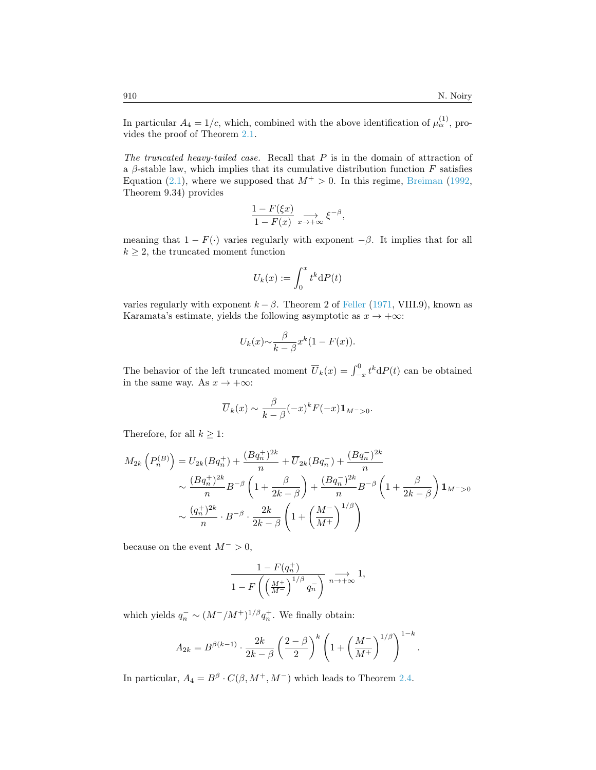In particular $A_4 = 1/c$, which, combined with the above identification of $\mu_\alpha^{(1)}$, provides the proof of Theorem 2.1.

*The truncated heavy-tailed case.* Recall that $P$ is in the domain of attraction of a $\beta$-stable law, which implies that its cumulative distribution function $F$ satisfies Equation (2.1), where we supposed that $M^+ > 0$. In this regime, Breiman (1992, Theorem 9.34) provides

$$\frac{1 - F(\xi x)}{1 - F(x)} \underset{x \to +\infty}{\longrightarrow} \xi^{-\beta},$$

meaning that $1 - F(\cdot)$ varies regularly with exponent $-\beta$. It implies that for all $k \geq 2$, the truncated moment function

$$U_k(x) := \int_0^x t^k \mathrm{d}P(t)$$

varies regularly with exponent $k - \beta$. Theorem 2 of Feller (1971, VIII.9), known as Karamata's estimate, yields the following asymptotic as $x \to +\infty$:

$$U_k(x) \sim \frac{\beta}{k - \beta} x^k (1 - F(x)).$$

The behavior of the left truncated moment $\overline{U}_k(x) = \int_{-x}^0 t^k \mathrm{d}P(t)$ can be obtained in the same way. As $x \to +\infty$:

$$\overline{U}_k(x) \sim \frac{\beta}{k - \beta} (-x)^k F(-x) \mathbf{1}_{M^- > 0}.$$

Therefore, for all $k \geq 1$:

$$\begin{aligned}
M_{2k}\left(P_n^{(B)}\right) &= U_{2k}(Bq_n^+) + \frac{(Bq_n^+)^{2k}}{n} + \overline{U}_{2k}(Bq_n^-) + \frac{(Bq_n^-)^{2k}}{n} \\
&\sim \frac{(Bq_n^+)^{2k}}{n} B^{-\beta}\left(1 + \frac{\beta}{2k - \beta}\right) + \frac{(Bq_n^-)^{2k}}{n} B^{-\beta}\left(1 + \frac{\beta}{2k - \beta}\right)\mathbf{1}_{M^- > 0} \\
&\sim \frac{(q_n^+)^{2k}}{n} \cdot B^{-\beta} \cdot \frac{2k}{2k - \beta}\left(1 + \left(\frac{M^-}{M^+}\right)^{1/\beta}\right)
\end{aligned}$$

because on the event $M^- > 0$,

$$\frac{1 - F(q_n^+)}{1 - F\left(\left(\frac{M^+}{M^-}\right)^{1/\beta} q_n^-\right)} \underset{n \to +\infty}{\longrightarrow} 1,$$

which yields $q_n^- \sim (M^-/M^+)^{1/\beta} q_n^+$. We finally obtain:

$$A_{2k} = B^{\beta(k-1)} \cdot \frac{2k}{2k - \beta}\left(\frac{2 - \beta}{2}\right)^k \left(1 + \left(\frac{M^-}{M^+}\right)^{1/\beta}\right)^{1-k}.$$

In particular, $A_4 = B^\beta \cdot C(\beta, M^+, M^-)$ which leads to Theorem 2.4.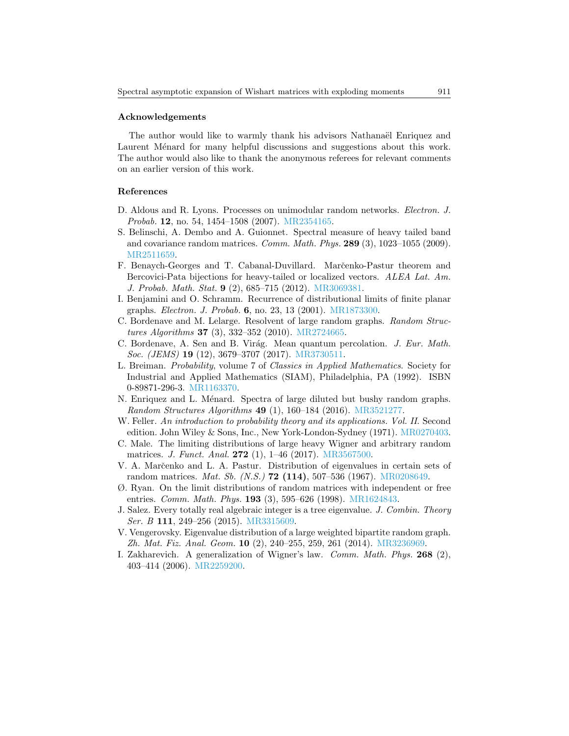## Acknowledgements

The author would like to warmly thank his advisors Nathanaël Enriquez and Laurent Ménard for many helpful discussions and suggestions about this work. The author would also like to thank the anonymous referees for relevant comments on an earlier version of this work.

## References

D. Aldous and R. Lyons. Processes on unimodular random networks. *Electron. J. Probab.* **12**, no. 54, 1454–1508 (2007). MR2354165.

S. Belinschi, A. Dembo and A. Guionnet. Spectral measure of heavy tailed band and covariance random matrices. *Comm. Math. Phys.* **289** (3), 1023–1055 (2009). MR2511659.

F. Benaych-Georges and T. Cabanal-Duvillard. Marčenko-Pastur theorem and Bercovici-Pata bijections for heavy-tailed or localized vectors. *ALEA Lat. Am. J. Probab. Math. Stat.* **9** (2), 685–715 (2012). MR3069381.

I. Benjamini and O. Schramm. Recurrence of distributional limits of finite planar graphs. *Electron. J. Probab.* **6**, no. 23, 13 (2001). MR1873300.

C. Bordenave and M. Lelarge. Resolvent of large random graphs. *Random Structures Algorithms* **37** (3), 332–352 (2010). MR2724665.

C. Bordenave, A. Sen and B. Virág. Mean quantum percolation. *J. Eur. Math. Soc. (JEMS)* **19** (12), 3679–3707 (2017). MR3730511.

L. Breiman. *Probability*, volume 7 of *Classics in Applied Mathematics*. Society for Industrial and Applied Mathematics (SIAM), Philadelphia, PA (1992). ISBN 0-89871-296-3. MR1163370.

N. Enriquez and L. Ménard. Spectra of large diluted but bushy random graphs. *Random Structures Algorithms* **49** (1), 160–184 (2016). MR3521277.

W. Feller. *An introduction to probability theory and its applications. Vol. II.* Second edition. John Wiley & Sons, Inc., New York-London-Sydney (1971). MR0270403.

C. Male. The limiting distributions of large heavy Wigner and arbitrary random matrices. *J. Funct. Anal.* **272** (1), 1–46 (2017). MR3567500.

V. A. Marčenko and L. A. Pastur. Distribution of eigenvalues in certain sets of random matrices. *Mat. Sb. (N.S.)* **72 (114)**, 507–536 (1967). MR0208649.

Ø. Ryan. On the limit distributions of random matrices with independent or free entries. *Comm. Math. Phys.* **193** (3), 595–626 (1998). MR1624843.

J. Salez. Every totally real algebraic integer is a tree eigenvalue. *J. Combin. Theory Ser. B* **111**, 249–256 (2015). MR3315609.

V. Vengerovsky. Eigenvalue distribution of a large weighted bipartite random graph. *Zh. Mat. Fiz. Anal. Geom.* **10** (2), 240–255, 259, 261 (2014). MR3236969.

I. Zakharevich. A generalization of Wigner's law. *Comm. Math. Phys.* **268** (2), 403–414 (2006). MR2259200.